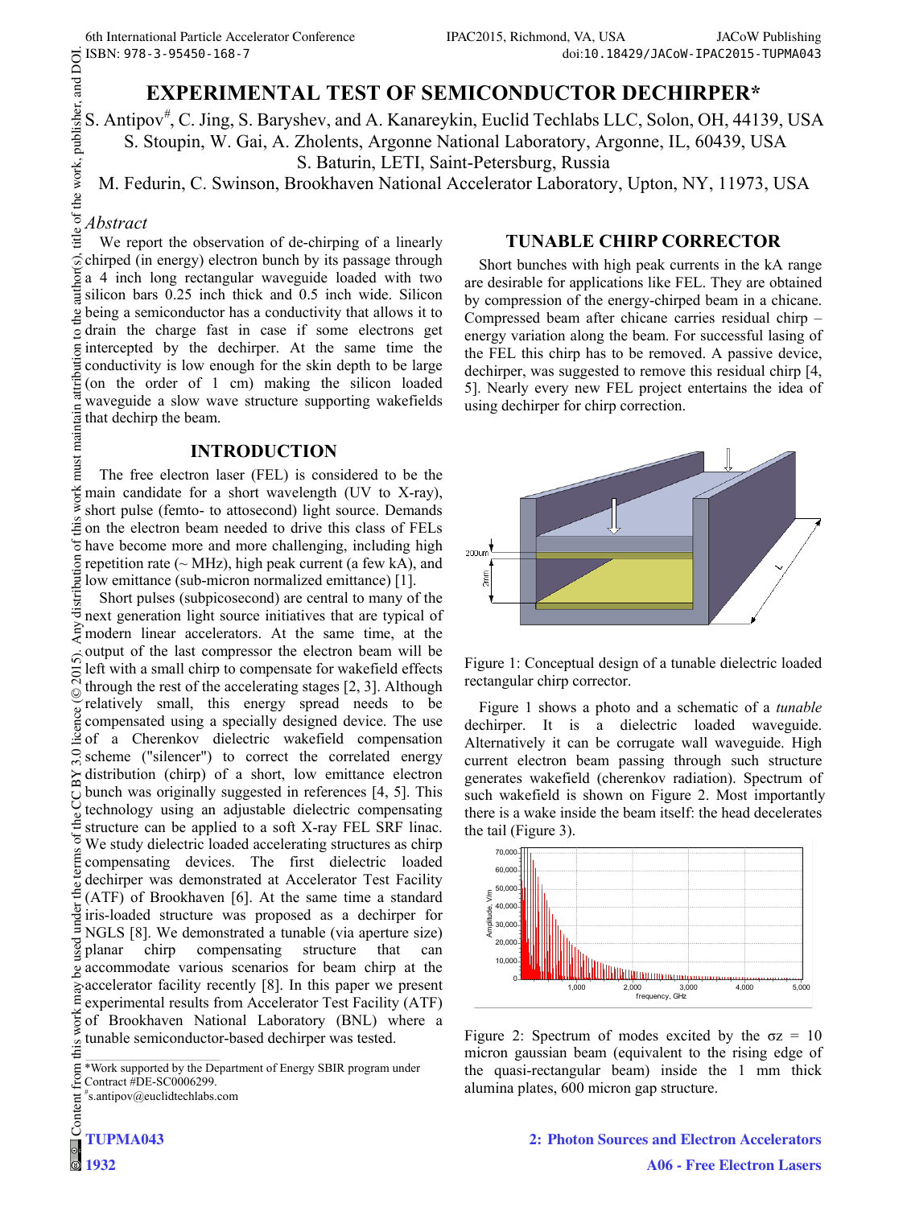# EXPERIMENTAL TEST OF SEMICONDUCTOR DECHIRPER*

S. Antipov[#], C. Jing, S. Baryshev, and A. Kanareykin, Euclid Techlabs LLC, Solon, OH, 44139, USA
S. Stoupin, W. Gai, A. Zholents, Argonne National Laboratory, Argonne, IL, 60439, USA
S. Baturin, LETI, Saint-Petersburg, Russia
M. Fedurin, C. Swinson, Brookhaven National Accelerator Laboratory, Upton, NY, 11973, USA

## *Abstract*

We report the observation of de-chirping of a linearly chirped (in energy) electron bunch by its passage through a 4 inch long rectangular waveguide loaded with two silicon bars 0.25 inch thick and 0.5 inch wide. Silicon being a semiconductor has a conductivity that allows it to drain the charge fast in case if some electrons get intercepted by the dechirper. At the same time the conductivity is low enough for the skin depth to be large (on the order of 1 cm) making the silicon loaded waveguide a slow wave structure supporting wakefields that dechirp the beam.

## INTRODUCTION

The free electron laser (FEL) is considered to be the main candidate for a short wavelength (UV to X-ray), short pulse (femto- to attosecond) light source. Demands on the electron beam needed to drive this class of FELs have become more and more challenging, including high repetition rate (~ MHz), high peak current (a few kA), and low emittance (sub-micron normalized emittance) [1].

Short pulses (subpicosecond) are central to many of the next generation light source initiatives that are typical of modern linear accelerators. At the same time, at the output of the last compressor the electron beam will be left with a small chirp to compensate for wakefield effects through the rest of the accelerating stages [2, 3]. Although relatively small, this energy spread needs to be compensated using a specially designed device. The use of a Cherenkov dielectric wakefield compensation scheme ("silencer") to correct the correlated energy distribution (chirp) of a short, low emittance electron bunch was originally suggested in references [4, 5]. This technology using an adjustable dielectric compensating structure can be applied to a soft X-ray FEL SRF linac. We study dielectric loaded accelerating structures as chirp compensating devices. The first dielectric loaded dechirper was demonstrated at Accelerator Test Facility (ATF) of Brookhaven [6]. At the same time a standard iris-loaded structure was proposed as a dechirper for NGLS [8]. We demonstrated a tunable (via aperture size) planar chirp compensating structure that can accommodate various scenarios for beam chirp at the accelerator facility recently [8]. In this paper we present experimental results from Accelerator Test Facility (ATF) of Brookhaven National Laboratory (BNL) where a tunable semiconductor-based dechirper was tested.

*Work supported by the Department of Energy SBIR program under Contract #DE-SC0006299.
[#]s.antipov@euclidtechlabs.com

## TUNABLE CHIRP CORRECTOR

Short bunches with high peak currents in the kA range are desirable for applications like FEL. They are obtained by compression of the energy-chirped beam in a chicane. Compressed beam after chicane carries residual chirp – energy variation along the beam. For successful lasing of the FEL this chirp has to be removed. A passive device, dechirper, was suggested to remove this residual chirp [4, 5]. Nearly every new FEL project entertains the idea of using dechirper for chirp correction.

Figure 1: Conceptual design of a tunable dielectric loaded rectangular chirp corrector.

Figure 1 shows a photo and a schematic of a *tunable* dechirper. It is a dielectric loaded waveguide. Alternatively it can be corrugate wall waveguide. High current electron beam passing through such structure generates wakefield (cherenkov radiation). Spectrum of such wakefield is shown on Figure 2. Most importantly there is a wake inside the beam itself: the head decelerates the tail (Figure 3).

Figure 2: Spectrum of modes excited by the $\sigma z$ = 10 micron gaussian beam (equivalent to the rising edge of the quasi-rectangular beam) inside the 1 mm thick alumina plates, 600 micron gap structure.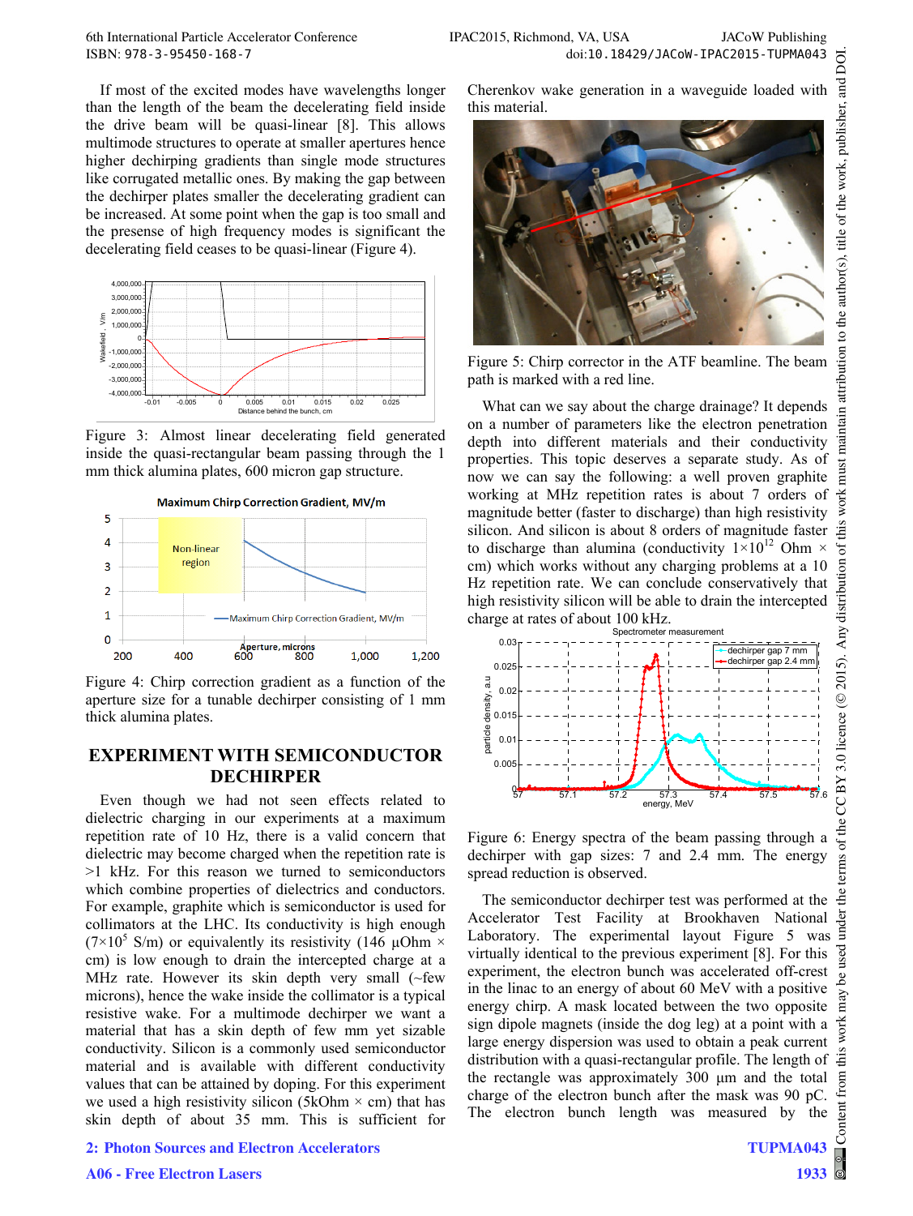If most of the excited modes have wavelengths longer than the length of the beam the decelerating field inside the drive beam will be quasi-linear [8]. This allows multimode structures to operate at smaller apertures hence higher dechirping gradients than single mode structures like corrugated metallic ones. By making the gap between the dechirper plates smaller the decelerating gradient can be increased. At some point when the gap is too small and the presence of high frequency modes is significant the decelerating field ceases to be quasi-linear (Figure 4).

Figure 3: Almost linear decelerating field generated inside the quasi-rectangular beam passing through the 1 mm thick alumina plates, 600 micron gap structure.

Figure 4: Chirp correction gradient as a function of the aperture size for a tunable dechirper consisting of 1 mm thick alumina plates.

## EXPERIMENT WITH SEMICONDUCTOR DECHIRPER

Even though we had not seen effects related to dielectric charging in our experiments at a maximum repetition rate of 10 Hz, there is a valid concern that dielectric may become charged when the repetition rate is >1 kHz. For this reason we turned to semiconductors which combine properties of dielectrics and conductors. For example, graphite which is semiconductor is used for collimators at the LHC. Its conductivity is high enough ($7\times10^5$ S/m) or equivalently its resistivity (146 μOhm × cm) is low enough to drain the intercepted charge at a MHz rate. However its skin depth very small (~few microns), hence the wake inside the collimator is a typical resistive wake. For a multimode dechirper we want a material that has a skin depth of few mm yet sizable conductivity. Silicon is a commonly used semiconductor material and is available with different conductivity values that can be attained by doping. For this experiment we used a high resistivity silicon (5kOhm × cm) that has skin depth of about 35 mm. This is sufficient for Cherenkov wake generation in a waveguide loaded with this material.

Figure 5: Chirp corrector in the ATF beamline. The beam path is marked with a red line.

What can we say about the charge drainage? It depends on a number of parameters like the electron penetration depth into different materials and their conductivity properties. This topic deserves a separate study. As of now we can say the following: a well proven graphite working at MHz repetition rates is about 7 orders of magnitude better (faster to discharge) than high resistivity silicon. And silicon is about 8 orders of magnitude faster to discharge than alumina (conductivity $1\times10^{12}$ Ohm × cm) which works without any charging problems at a 10 Hz repetition rate. We can conclude conservatively that high resistivity silicon will be able to drain the intercepted charge at rates of about 100 kHz.

Figure 6: Energy spectra of the beam passing through a dechirper with gap sizes: 7 and 2.4 mm. The energy spread reduction is observed.

The semiconductor dechirper test was performed at the Accelerator Test Facility at Brookhaven National Laboratory. The experimental layout Figure 5 was virtually identical to the previous experiment [8]. For this experiment, the electron bunch was accelerated off-crest in the linac to an energy of about 60 MeV with a positive energy chirp. A mask located between the two opposite sign dipole magnets (inside the dog leg) at a point with a large energy dispersion was used to obtain a peak current distribution with a quasi-rectangular profile. The length of the rectangle was approximately 300 μm and the total charge of the electron bunch after the mask was 90 pC. The electron bunch length was measured by the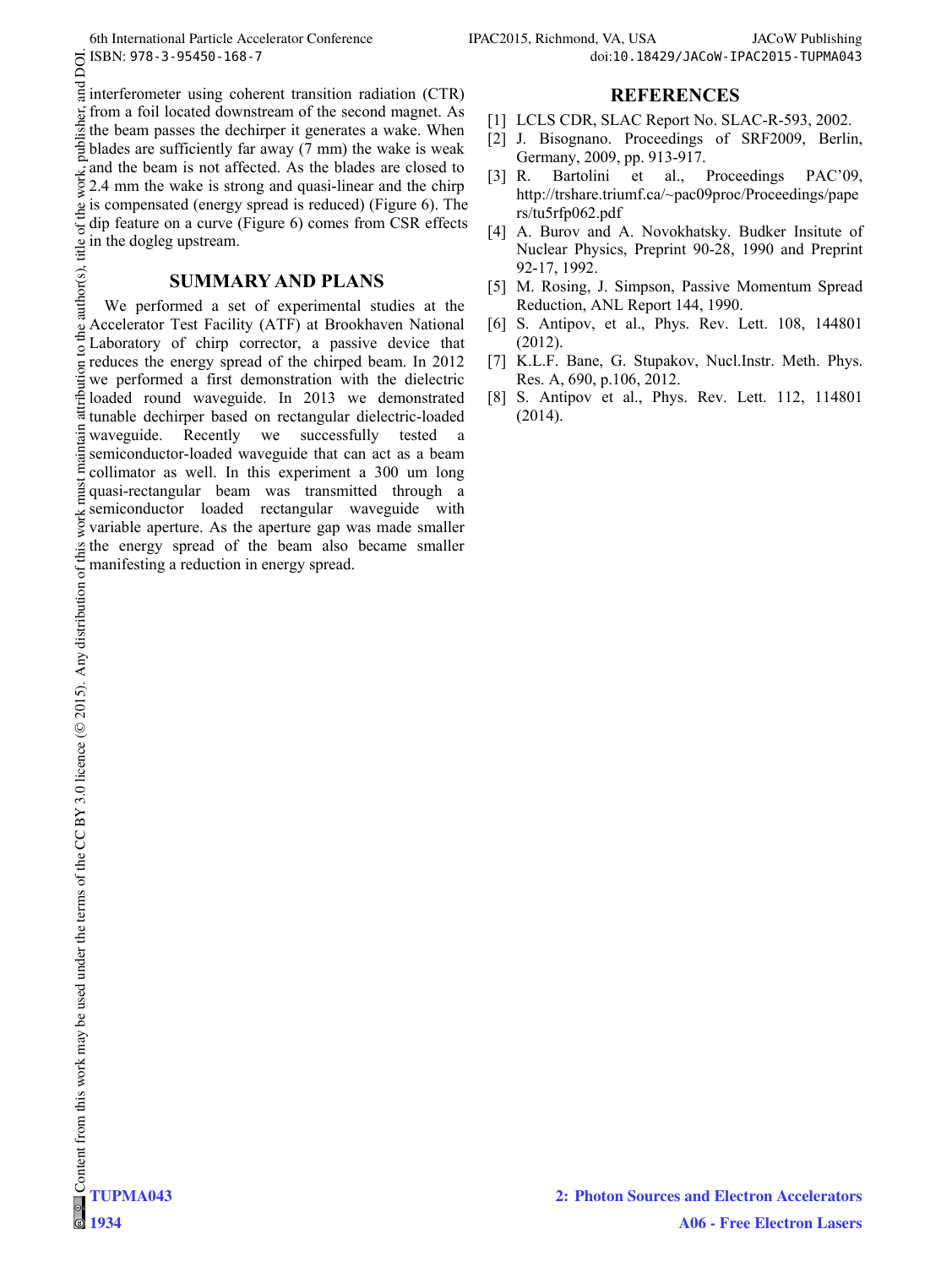interferometer using coherent transition radiation (CTR) from a foil located downstream of the second magnet. As the beam passes the dechirper it generates a wake. When blades are sufficiently far away (7 mm) the wake is weak and the beam is not affected. As the blades are closed to 2.4 mm the wake is strong and quasi-linear and the chirp is compensated (energy spread is reduced) (Figure 6). The dip feature on a curve (Figure 6) comes from CSR effects in the dogleg upstream.

## SUMMARY AND PLANS

We performed a set of experimental studies at the Accelerator Test Facility (ATF) at Brookhaven National Laboratory of chirp corrector, a passive device that reduces the energy spread of the chirped beam. In 2012 we performed a first demonstration with the dielectric loaded round waveguide. In 2013 we demonstrated tunable dechirper based on rectangular dielectric-loaded waveguide. Recently we successfully tested a semiconductor-loaded waveguide that can act as a beam collimator as well. In this experiment a 300 um long quasi-rectangular beam was transmitted through a semiconductor loaded rectangular waveguide with variable aperture. As the aperture gap was made smaller the energy spread of the beam also became smaller manifesting a reduction in energy spread.

## REFERENCES

[1] LCLS CDR, SLAC Report No. SLAC-R-593, 2002.

[2] J. Bisognano. Proceedings of SRF2009, Berlin, Germany, 2009, pp. 913-917.

[3] R. Bartolini et al., Proceedings PAC'09, http://trshare.triumf.ca/~pac09proc/Proceedings/papers/tu5rfp062.pdf

[4] A. Burov and A. Novokhatsky. Budker Insitute of Nuclear Physics, Preprint 90-28, 1990 and Preprint 92-17, 1992.

[5] M. Rosing, J. Simpson, Passive Momentum Spread Reduction, ANL Report 144, 1990.

[6] S. Antipov, et al., Phys. Rev. Lett. 108, 144801 (2012).

[7] K.L.F. Bane, G. Stupakov, Nucl.Instr. Meth. Phys. Res. A, 690, p.106, 2012.

[8] S. Antipov et al., Phys. Rev. Lett. 112, 114801 (2014).